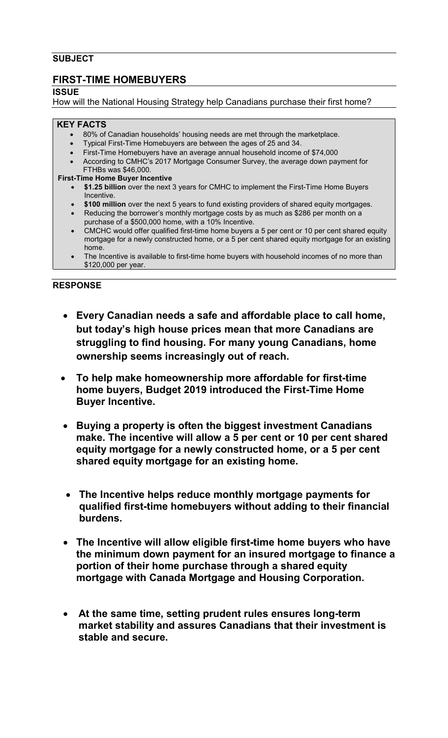**SUBJECT**

## FIRST-TIME HOMEBUYERS

**ISSUE**

How will the National Housing Strategy help Canadians purchase their first home?

**KEY FACTS**

- 80% of Canadian households' housing needs are met through the marketplace.
- Typical First-Time Homebuyers are between the ages of 25 and 34.
- First-Time Homebuyers have an average annual household income of $74,000
- According to CMHC's 2017 Mortgage Consumer Survey, the average down payment for FTHBs was $46,000.

**First-Time Home Buyer Incentive**

- **$1.25 billion** over the next 3 years for CMHC to implement the First-Time Home Buyers Incentive.
- **$100 million** over the next 5 years to fund existing providers of shared equity mortgages.
- Reducing the borrower's monthly mortgage costs by as much as $286 per month on a purchase of a $500,000 home, with a 10% Incentive.
- CMCHC would offer qualified first-time home buyers a 5 per cent or 10 per cent shared equity mortgage for a newly constructed home, or a 5 per cent shared equity mortgage for an existing home.
- The Incentive is available to first-time home buyers with household incomes of no more than $120,000 per year.

**RESPONSE**

- **Every Canadian needs a safe and affordable place to call home, but today's high house prices mean that more Canadians are struggling to find housing. For many young Canadians, home ownership seems increasingly out of reach.**
- **To help make homeownership more affordable for first-time home buyers, Budget 2019 introduced the First-Time Home Buyer Incentive.**
- **Buying a property is often the biggest investment Canadians make. The incentive will allow a 5 per cent or 10 per cent shared equity mortgage for a newly constructed home, or a 5 per cent shared equity mortgage for an existing home.**
- **The Incentive helps reduce monthly mortgage payments for qualified first-time homebuyers without adding to their financial burdens.**
- **The Incentive will allow eligible first-time home buyers who have the minimum down payment for an insured mortgage to finance a portion of their home purchase through a shared equity mortgage with Canada Mortgage and Housing Corporation.**
- **At the same time, setting prudent rules ensures long-term market stability and assures Canadians that their investment is stable and secure.**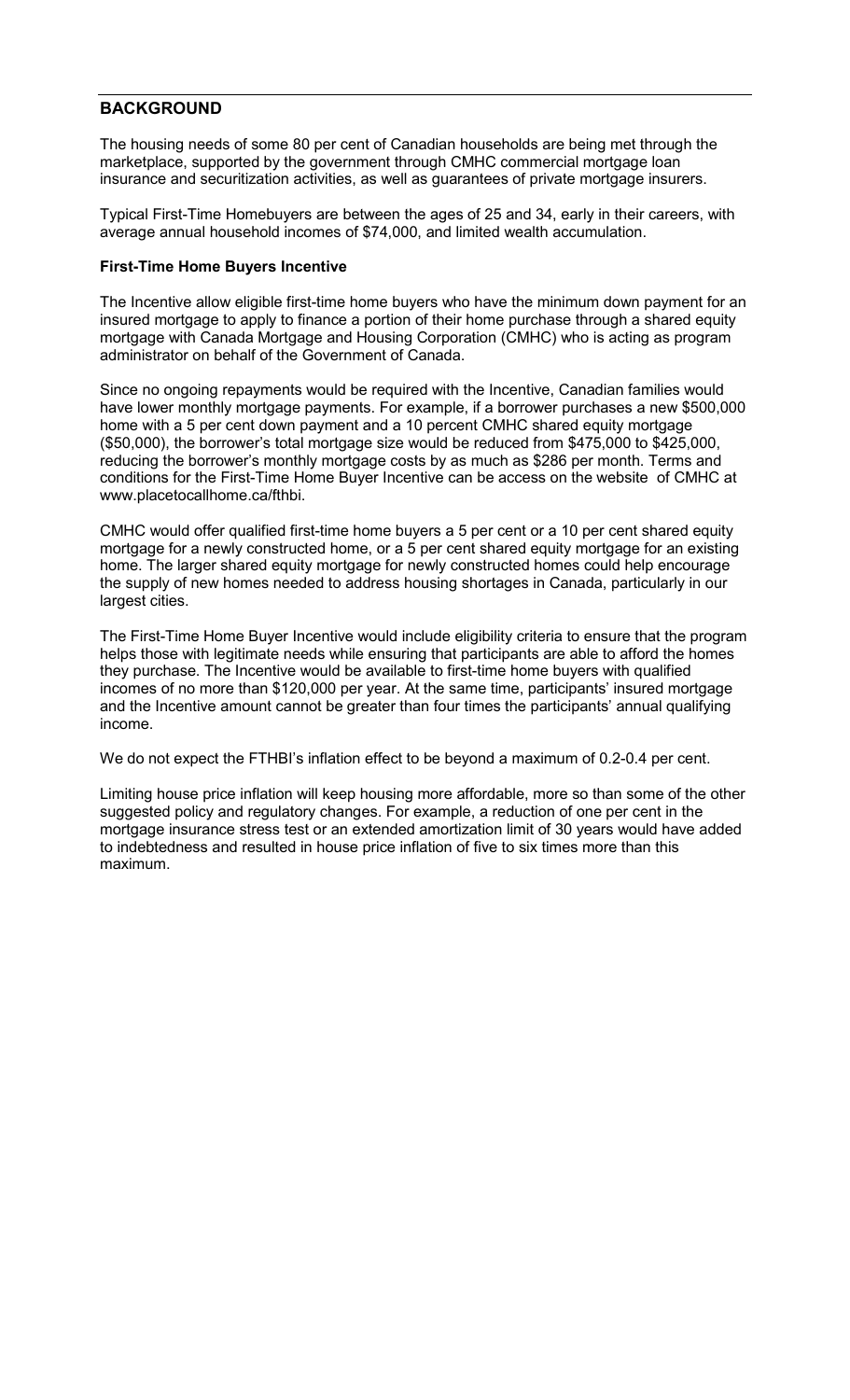## BACKGROUND

The housing needs of some 80 per cent of Canadian households are being met through the marketplace, supported by the government through CMHC commercial mortgage loan insurance and securitization activities, as well as guarantees of private mortgage insurers.

Typical First-Time Homebuyers are between the ages of 25 and 34, early in their careers, with average annual household incomes of $74,000, and limited wealth accumulation.

**First-Time Home Buyers Incentive**

The Incentive allow eligible first-time home buyers who have the minimum down payment for an insured mortgage to apply to finance a portion of their home purchase through a shared equity mortgage with Canada Mortgage and Housing Corporation (CMHC) who is acting as program administrator on behalf of the Government of Canada.

Since no ongoing repayments would be required with the Incentive, Canadian families would have lower monthly mortgage payments. For example, if a borrower purchases a new $500,000 home with a 5 per cent down payment and a 10 percent CMHC shared equity mortgage ($50,000), the borrower's total mortgage size would be reduced from $475,000 to $425,000, reducing the borrower's monthly mortgage costs by as much as $286 per month. Terms and conditions for the First-Time Home Buyer Incentive can be access on the website of CMHC at www.placetocallhome.ca/fthbi.

CMHC would offer qualified first-time home buyers a 5 per cent or a 10 per cent shared equity mortgage for a newly constructed home, or a 5 per cent shared equity mortgage for an existing home. The larger shared equity mortgage for newly constructed homes could help encourage the supply of new homes needed to address housing shortages in Canada, particularly in our largest cities.

The First-Time Home Buyer Incentive would include eligibility criteria to ensure that the program helps those with legitimate needs while ensuring that participants are able to afford the homes they purchase. The Incentive would be available to first-time home buyers with qualified incomes of no more than $120,000 per year. At the same time, participants' insured mortgage and the Incentive amount cannot be greater than four times the participants' annual qualifying income.

We do not expect the FTHBI's inflation effect to be beyond a maximum of 0.2-0.4 per cent.

Limiting house price inflation will keep housing more affordable, more so than some of the other suggested policy and regulatory changes. For example, a reduction of one per cent in the mortgage insurance stress test or an extended amortization limit of 30 years would have added to indebtedness and resulted in house price inflation of five to six times more than this maximum.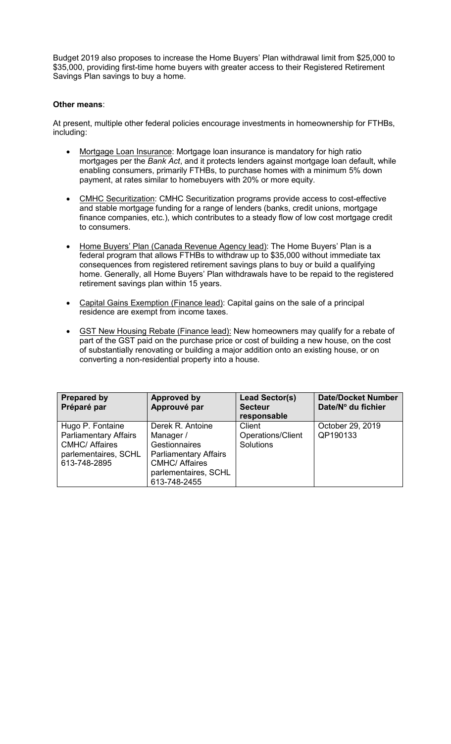Budget 2019 also proposes to increase the Home Buyers' Plan withdrawal limit from $25,000 to $35,000, providing first-time home buyers with greater access to their Registered Retirement Savings Plan savings to buy a home.

**Other means**:

At present, multiple other federal policies encourage investments in homeownership for FTHBs, including:

- Mortgage Loan Insurance: Mortgage loan insurance is mandatory for high ratio mortgages per the *Bank Act*, and it protects lenders against mortgage loan default, while enabling consumers, primarily FTHBs, to purchase homes with a minimum 5% down payment, at rates similar to homebuyers with 20% or more equity.

- CMHC Securitization: CMHC Securitization programs provide access to cost-effective and stable mortgage funding for a range of lenders (banks, credit unions, mortgage finance companies, etc.), which contributes to a steady flow of low cost mortgage credit to consumers.

- Home Buyers' Plan (Canada Revenue Agency lead): The Home Buyers' Plan is a federal program that allows FTHBs to withdraw up to $35,000 without immediate tax consequences from registered retirement savings plans to buy or build a qualifying home. Generally, all Home Buyers' Plan withdrawals have to be repaid to the registered retirement savings plan within 15 years.

- Capital Gains Exemption (Finance lead): Capital gains on the sale of a principal residence are exempt from income taxes.

- GST New Housing Rebate (Finance lead): New homeowners may qualify for a rebate of part of the GST paid on the purchase price or cost of building a new house, on the cost of substantially renovating or building a major addition onto an existing house, or on converting a non-residential property into a house.

| **Prepared by** **Préparé par** | **Approved by** **Approuvé par** | **Lead Sector(s)** **Secteur responsable** | **Date/Docket Number** **Date/Nº du fichier** |
|---|---|---|---|
| Hugo P. Fontaine Parliamentary Affairs CMHC/ Affaires parlementaires, SCHL 613-748-2895 | Derek R. Antoine Manager / Gestionnaires Parliamentary Affairs CMHC/ Affaires parlementaires, SCHL 613-748-2455 | Client Operations/Client Solutions | October 29, 2019 QP190133 |